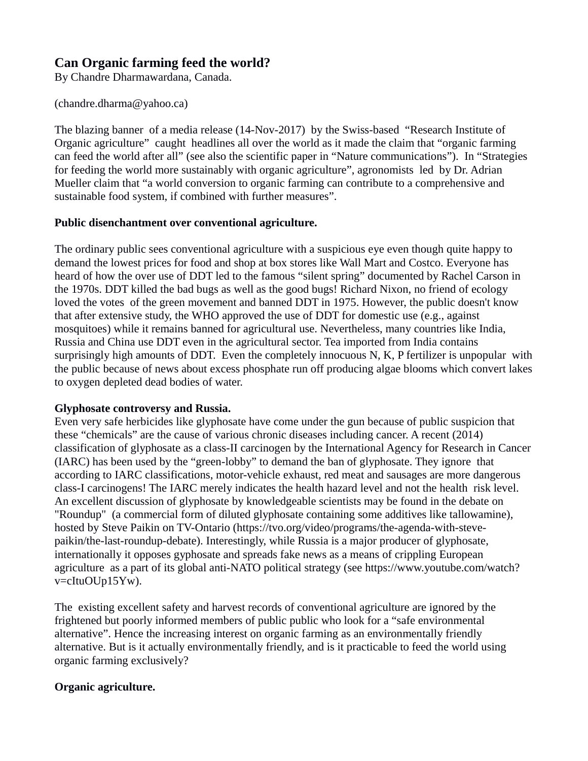# Can Organic farming feed the world?

By Chandre Dharmawardana, Canada.

(chandre.dharma@yahoo.ca)

The blazing banner of a media release (14-Nov-2017) by the Swiss-based "Research Institute of Organic agriculture" caught headlines all over the world as it made the claim that "organic farming can feed the world after all" (see also the scientific paper in "Nature communications"). In "Strategies for feeding the world more sustainably with organic agriculture", agronomists led by Dr. Adrian Mueller claim that "a world conversion to organic farming can contribute to a comprehensive and sustainable food system, if combined with further measures".

**Public disenchantment over conventional agriculture.**

The ordinary public sees conventional agriculture with a suspicious eye even though quite happy to demand the lowest prices for food and shop at box stores like Wall Mart and Costco. Everyone has heard of how the over use of DDT led to the famous "silent spring" documented by Rachel Carson in the 1970s. DDT killed the bad bugs as well as the good bugs! Richard Nixon, no friend of ecology loved the votes of the green movement and banned DDT in 1975. However, the public doesn't know that after extensive study, the WHO approved the use of DDT for domestic use (e.g., against mosquitoes) while it remains banned for agricultural use. Nevertheless, many countries like India, Russia and China use DDT even in the agricultural sector. Tea imported from India contains surprisingly high amounts of DDT. Even the completely innocuous N, K, P fertilizer is unpopular with the public because of news about excess phosphate run off producing algae blooms which convert lakes to oxygen depleted dead bodies of water.

**Glyphosate controversy and Russia.**

Even very safe herbicides like glyphosate have come under the gun because of public suspicion that these "chemicals" are the cause of various chronic diseases including cancer. A recent (2014) classification of glyphosate as a class-II carcinogen by the International Agency for Research in Cancer (IARC) has been used by the "green-lobby" to demand the ban of glyphosate. They ignore that according to IARC classifications, motor-vehicle exhaust, red meat and sausages are more dangerous class-I carcinogens! The IARC merely indicates the health hazard level and not the health risk level. An excellent discussion of glyphosate by knowledgeable scientists may be found in the debate on "Roundup" (a commercial form of diluted glyphosate containing some additives like tallowamine), hosted by Steve Paikin on TV-Ontario (https://tvo.org/video/programs/the-agenda-with-steve-paikin/the-last-roundup-debate). Interestingly, while Russia is a major producer of glyphosate, internationally it opposes gyphosate and spreads fake news as a means of crippling European agriculture as a part of its global anti-NATO political strategy (see https://www.youtube.com/watch?v=cItuOUp15Yw).

The existing excellent safety and harvest records of conventional agriculture are ignored by the frightened but poorly informed members of public public who look for a "safe environmental alternative". Hence the increasing interest on organic farming as an environmentally friendly alternative. But is it actually environmentally friendly, and is it practicable to feed the world using organic farming exclusively?

**Organic agriculture.**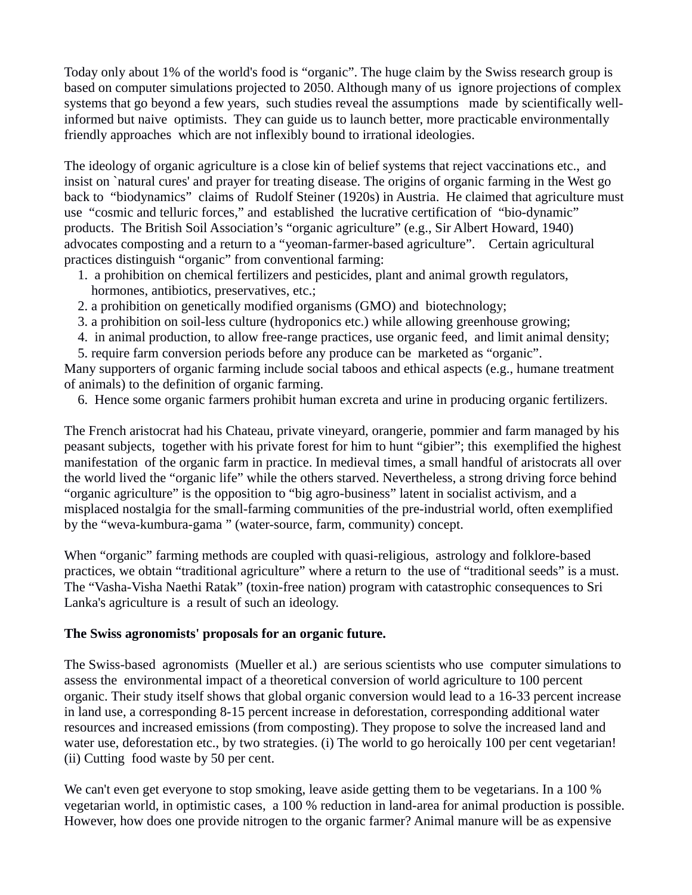Today only about 1% of the world's food is "organic". The huge claim by the Swiss research group is based on computer simulations projected to 2050. Although many of us ignore projections of complex systems that go beyond a few years, such studies reveal the assumptions made by scientifically well-informed but naive optimists. They can guide us to launch better, more practicable environmentally friendly approaches which are not inflexibly bound to irrational ideologies.

The ideology of organic agriculture is a close kin of belief systems that reject vaccinations etc., and insist on `natural cures' and prayer for treating disease. The origins of organic farming in the West go back to "biodynamics" claims of Rudolf Steiner (1920s) in Austria. He claimed that agriculture must use "cosmic and telluric forces," and established the lucrative certification of "bio-dynamic" products. The British Soil Association's "organic agriculture" (e.g., Sir Albert Howard, 1940) advocates composting and a return to a "yeoman-farmer-based agriculture". Certain agricultural practices distinguish "organic" from conventional farming:

1. a prohibition on chemical fertilizers and pesticides, plant and animal growth regulators, hormones, antibiotics, preservatives, etc.;
2. a prohibition on genetically modified organisms (GMO) and biotechnology;
3. a prohibition on soil-less culture (hydroponics etc.) while allowing greenhouse growing;
4. in animal production, to allow free-range practices, use organic feed, and limit animal density;
5. require farm conversion periods before any produce can be marketed as "organic".

Many supporters of organic farming include social taboos and ethical aspects (e.g., humane treatment of animals) to the definition of organic farming.

6. Hence some organic farmers prohibit human excreta and urine in producing organic fertilizers.

The French aristocrat had his Chateau, private vineyard, orangerie, pommier and farm managed by his peasant subjects, together with his private forest for him to hunt "gibier"; this exemplified the highest manifestation of the organic farm in practice. In medieval times, a small handful of aristocrats all over the world lived the "organic life" while the others starved. Nevertheless, a strong driving force behind "organic agriculture" is the opposition to "big agro-business" latent in socialist activism, and a misplaced nostalgia for the small-farming communities of the pre-industrial world, often exemplified by the "weva-kumbura-gama " (water-source, farm, community) concept.

When "organic" farming methods are coupled with quasi-religious, astrology and folklore-based practices, we obtain "traditional agriculture" where a return to the use of "traditional seeds" is a must. The "Vasha-Visha Naethi Ratak" (toxin-free nation) program with catastrophic consequences to Sri Lanka's agriculture is a result of such an ideology.

**The Swiss agronomists' proposals for an organic future.**

The Swiss-based agronomists (Mueller et al.) are serious scientists who use computer simulations to assess the environmental impact of a theoretical conversion of world agriculture to 100 percent organic. Their study itself shows that global organic conversion would lead to a 16-33 percent increase in land use, a corresponding 8-15 percent increase in deforestation, corresponding additional water resources and increased emissions (from composting). They propose to solve the increased land and water use, deforestation etc., by two strategies. (i) The world to go heroically 100 per cent vegetarian! (ii) Cutting food waste by 50 per cent.

We can't even get everyone to stop smoking, leave aside getting them to be vegetarians. In a 100 % vegetarian world, in optimistic cases, a 100 % reduction in land-area for animal production is possible. However, how does one provide nitrogen to the organic farmer? Animal manure will be as expensive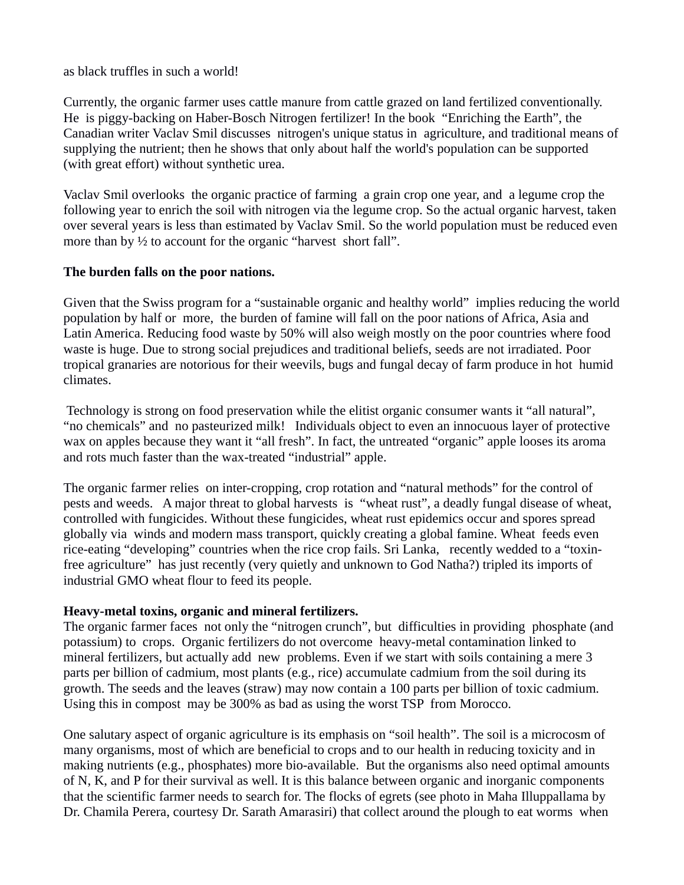as black truffles in such a world!

Currently, the organic farmer uses cattle manure from cattle grazed on land fertilized conventionally. He is piggy-backing on Haber-Bosch Nitrogen fertilizer! In the book "Enriching the Earth", the Canadian writer Vaclav Smil discusses nitrogen's unique status in agriculture, and traditional means of supplying the nutrient; then he shows that only about half the world's population can be supported (with great effort) without synthetic urea.

Vaclav Smil overlooks the organic practice of farming a grain crop one year, and a legume crop the following year to enrich the soil with nitrogen via the legume crop. So the actual organic harvest, taken over several years is less than estimated by Vaclav Smil. So the world population must be reduced even more than by ½ to account for the organic "harvest short fall".

**The burden falls on the poor nations.**

Given that the Swiss program for a "sustainable organic and healthy world" implies reducing the world population by half or more, the burden of famine will fall on the poor nations of Africa, Asia and Latin America. Reducing food waste by 50% will also weigh mostly on the poor countries where food waste is huge. Due to strong social prejudices and traditional beliefs, seeds are not irradiated. Poor tropical granaries are notorious for their weevils, bugs and fungal decay of farm produce in hot humid climates.

Technology is strong on food preservation while the elitist organic consumer wants it "all natural", "no chemicals" and no pasteurized milk! Individuals object to even an innocuous layer of protective wax on apples because they want it "all fresh". In fact, the untreated "organic" apple looses its aroma and rots much faster than the wax-treated "industrial" apple.

The organic farmer relies on inter-cropping, crop rotation and "natural methods" for the control of pests and weeds. A major threat to global harvests is "wheat rust", a deadly fungal disease of wheat, controlled with fungicides. Without these fungicides, wheat rust epidemics occur and spores spread globally via winds and modern mass transport, quickly creating a global famine. Wheat feeds even rice-eating "developing" countries when the rice crop fails. Sri Lanka, recently wedded to a "toxin-free agriculture" has just recently (very quietly and unknown to God Natha?) tripled its imports of industrial GMO wheat flour to feed its people.

**Heavy-metal toxins, organic and mineral fertilizers.**

The organic farmer faces not only the "nitrogen crunch", but difficulties in providing phosphate (and potassium) to crops. Organic fertilizers do not overcome heavy-metal contamination linked to mineral fertilizers, but actually add new problems. Even if we start with soils containing a mere 3 parts per billion of cadmium, most plants (e.g., rice) accumulate cadmium from the soil during its growth. The seeds and the leaves (straw) may now contain a 100 parts per billion of toxic cadmium. Using this in compost may be 300% as bad as using the worst TSP from Morocco.

One salutary aspect of organic agriculture is its emphasis on "soil health". The soil is a microcosm of many organisms, most of which are beneficial to crops and to our health in reducing toxicity and in making nutrients (e.g., phosphates) more bio-available. But the organisms also need optimal amounts of N, K, and P for their survival as well. It is this balance between organic and inorganic components that the scientific farmer needs to search for. The flocks of egrets (see photo in Maha Illuppallama by Dr. Chamila Perera, courtesy Dr. Sarath Amarasiri) that collect around the plough to eat worms when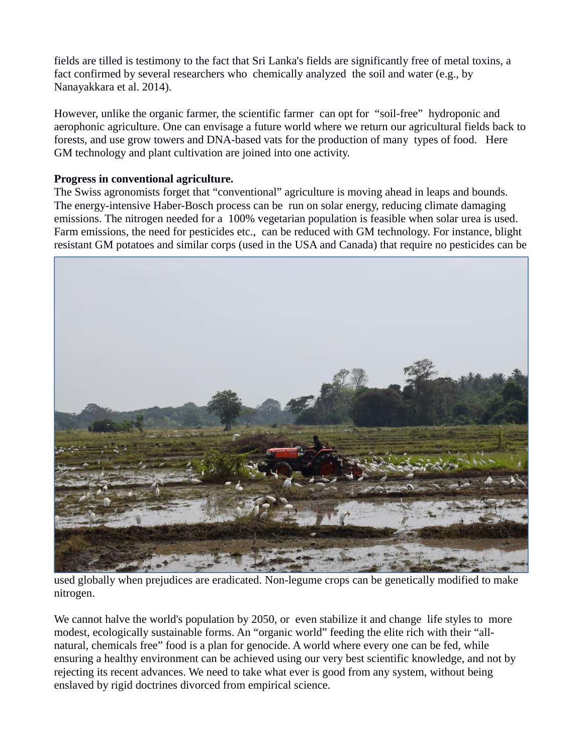fields are tilled is testimony to the fact that Sri Lanka's fields are significantly free of metal toxins, a fact confirmed by several researchers who chemically analyzed the soil and water (e.g., by Nanayakkara et al. 2014).

However, unlike the organic farmer, the scientific farmer can opt for "soil-free" hydroponic and aerophonic agriculture. One can envisage a future world where we return our agricultural fields back to forests, and use grow towers and DNA-based vats for the production of many types of food. Here GM technology and plant cultivation are joined into one activity.

**Progress in conventional agriculture.**

The Swiss agronomists forget that "conventional" agriculture is moving ahead in leaps and bounds. The energy-intensive Haber-Bosch process can be run on solar energy, reducing climate damaging emissions. The nitrogen needed for a 100% vegetarian population is feasible when solar urea is used. Farm emissions, the need for pesticides etc., can be reduced with GM technology. For instance, blight resistant GM potatoes and similar corps (used in the USA and Canada) that require no pesticides can be used globally when prejudices are eradicated. Non-legume crops can be genetically modified to make nitrogen.

We cannot halve the world's population by 2050, or even stabilize it and change life styles to more modest, ecologically sustainable forms. An "organic world" feeding the elite rich with their "all-natural, chemicals free" food is a plan for genocide. A world where every one can be fed, while ensuring a healthy environment can be achieved using our very best scientific knowledge, and not by rejecting its recent advances. We need to take what ever is good from any system, without being enslaved by rigid doctrines divorced from empirical science.